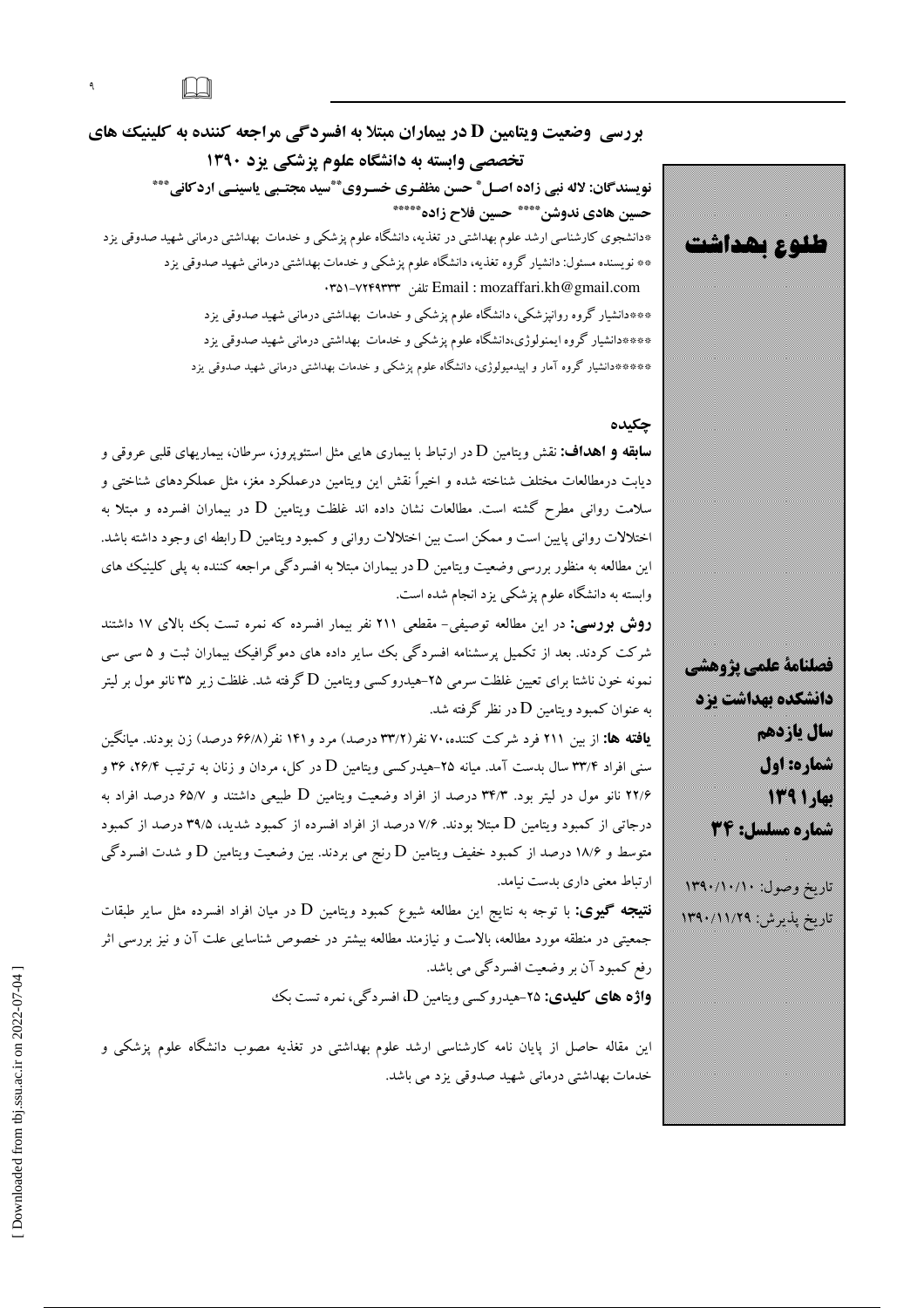# بررسی وضعیت ویتامین D در بیماران مبتلا به افسردگی مراجعه کننده به کلینیک های تخصصی وابسته به دانشگاه علوم پزشکی یزد ۱۳۹۰

**نویسندگان: لاله نبی زاده اصل* حسن مظفری خسروی** سید مجتبی یاسینی اردکانی*** حسین هادی ندوشن**** حسین فلاح زاده*****

*دانشجوی کارشناسی ارشد علوم بهداشتی در تغذیه، دانشگاه علوم پزشکی و خدمات بهداشتی درمانی شهید صدوقی یزد

** نویسنده مسئول: دانشیار گروه تغذیه، دانشگاه علوم پزشکی و خدمات بهداشتی درمانی شهید صدوقی یزد

تلفن ۷۲۴۹۳۳۳-۰۳۵۱ Email : mozaffari.kh@gmail.com

***دانشیار گروه روانپزشکی، دانشگاه علوم پزشکی و خدمات بهداشتی درمانی شهید صدوقی یزد

****دانشیار گروه ایمنولوژی،دانشگاه علوم پزشکی و خدمات بهداشتی درمانی شهید صدوقی یزد

*****دانشیار گروه آمار و اپیدمیولوژی، دانشگاه علوم پزشکی و خدمات بهداشتی درمانی شهید صدوقی یزد

**طلوع بهداشت**

**فصلنامهٔ علمی پژوهشی دانشکده بهداشت یزد**
**سال یازدهم**
**شماره: اول**
**بهار ۱۳۹۱**
**شماره مسلسل: ۳۴**

تاریخ وصول: ۱۳۹۰/۱۰/۱۰

تاریخ پذیرش: ۱۳۹۰/۱۱/۲۹

## چکیده

**سابقه و اهداف:** نقش ویتامین D در ارتباط با بیماری هایی مثل استئوپروز، سرطان، بیماریهای قلبی عروقی و دیابت درمطالعات مختلف شناخته شده و اخیراً نقش این ویتامین درعملکرد مغز، مثل عملکردهای شناختی و سلامت روانی مطرح گشته است. مطالعات نشان داده اند غلظت ویتامین D در بیماران افسرده و مبتلا به اختلالات روانی پایین است و ممکن است بین اختلالات روانی و کمبود ویتامین D رابطه ای وجود داشته باشد. این مطالعه به منظور بررسی وضعیت ویتامین D در بیماران مبتلا به افسردگی مراجعه کننده به پلی کلینیک های وابسته به دانشگاه علوم پزشکی یزد انجام شده است.

**روش بررسی:** در این مطالعه توصیفی- مقطعی ۲۱۱ نفر بیمار افسرده که نمره تست بک بالای ۱۷ داشتند شرکت کردند. بعد از تکمیل پرسشنامه افسردگی بک سایر داده های دموگرافیک بیماران ثبت و ۵ سی سی نمونه خون ناشتا برای تعیین غلظت سرمی ۲۵-هیدروکسی ویتامین D گرفته شد. غلظت زیر ۳۵ نانو مول بر لیتر به عنوان کمبود ویتامین D در نظر گرفته شد.

**یافته ها:** از بین ۲۱۱ فرد شرکت کننده، ۷۰ نفر(۳۳/۲ درصد) مرد و ۱۴۱ نفر(۶۶/۸ درصد) زن بودند. میانگین سنی افراد ۳۳/۴ سال بدست آمد. میانه ۲۵-هیدرکسی ویتامین D در کل، مردان و زنان به ترتیب ۲۶/۴، ۳۶ و ۲۲/۶ نانو مول در لیتر بود. ۳۴/۳ درصد از افراد وضعیت ویتامین D طبیعی داشتند و ۶۵/۷ درصد افراد به درجاتی از کمبود ویتامین D مبتلا بودند. ۷/۶ درصد از افراد افسرده از کمبود شدید، ۳۹/۵ درصد از کمبود متوسط و ۱۸/۶ درصد از کمبود خفیف ویتامین D رنج می بردند. بین وضعیت ویتامین D و شدت افسردگی ارتباط معنی داری بدست نیامد.

**نتیجه گیری:** با توجه به نتایج این مطالعه شیوع کمبود ویتامین D در میان افراد افسرده مثل سایر طبقات جمعیتی در منطقه مورد مطالعه، بالاست و نیازمند مطالعه بیشتر در خصوص شناسایی علت آن و نیز بررسی اثر رفع کمبود آن بر وضعیت افسردگی می باشد.

**واژه های کلیدی:** ۲۵-هیدروکسی ویتامین D، افسردگی، نمره تست بک

این مقاله حاصل از پایان نامه کارشناسی ارشد علوم بهداشتی در تغذیه مصوب دانشگاه علوم پزشکی و خدمات بهداشتی درمانی شهید صدوقی یزد می باشد.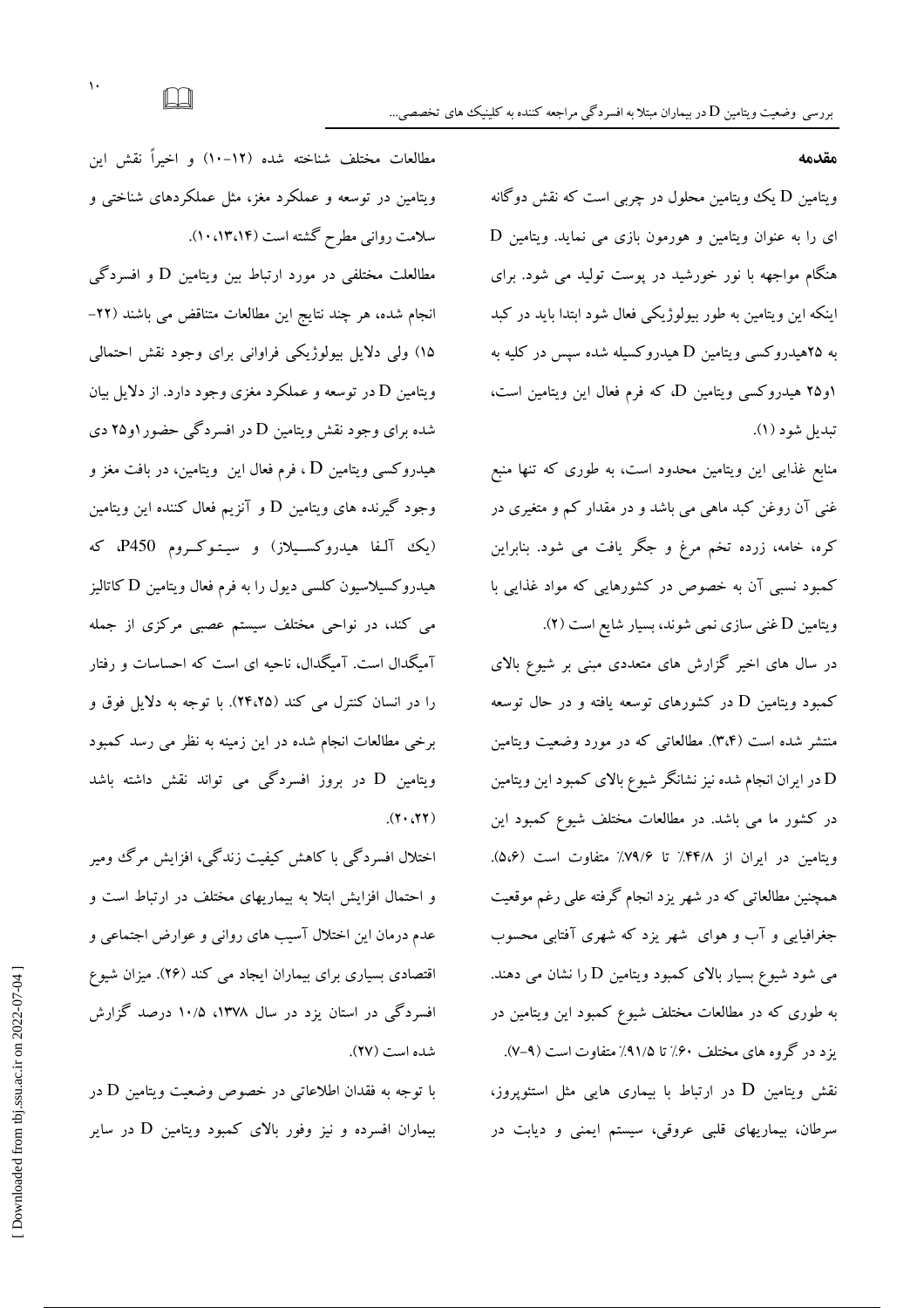## مقدمه

ویتامین D یک ویتامین محلول در چربی است که نقش دوگانه ای را به عنوان ویتامین و هورمون بازی می نماید. ویتامین D هنگام مواجهه با نور خورشید در پوست تولید می شود. برای اینکه این ویتامین به طور بیولوژیکی فعال شود ابتدا باید در کبد به ۲۵هیدروکسی ویتامین D هیدروکسیله شده سپس در کلیه به ۱و۲۵ هیدروکسی ویتامین D، که فرم فعال این ویتامین است، تبدیل شود (۱).

منابع غذایی این ویتامین محدود است، به طوری که تنها منبع غنی آن روغن کبد ماهی می باشد و در مقدار کم و متغیری در کره، خامه، زرده تخم مرغ و جگر یافت می شود. بنابراین کمبود نسبی آن به خصوص در کشورهایی که مواد غذایی با ویتامین D غنی سازی نمی شوند، بسیار شایع است (۲).

در سال های اخیر گزارش های متعددی مبنی بر شیوع بالای کمبود ویتامین D در کشورهای توسعه یافته و در حال توسعه منتشر شده است (۳،۴). مطالعاتی که در مورد وضعیت ویتامین D در ایران انجام شده نیز نشانگر شیوع بالای کمبود این ویتامین در کشور ما می باشد. در مطالعات مختلف شیوع کمبود این ویتامین در ایران از ۴۴/۸٪ تا ۷۹/۶٪ متفاوت است (۵،۶). همچنین مطالعاتی که در شهر یزد انجام گرفته علی رغم موقعیت جغرافیایی و آب و هوای شهر یزد که شهری آفتابی محسوب می شود شیوع بسیار بالای کمبود ویتامین D را نشان می دهند. به طوری که در مطالعات مختلف شیوع کمبود این ویتامین در یزد در گروه های مختلف ۶۰٪ تا ۹۱/۵٪ متفاوت است (۹-۷).

نقش ویتامین D در ارتباط با بیماری هایی مثل استئوپروز، سرطان، بیماریهای قلبی عروقی، سیستم ایمنی و دیابت در مطالعات مختلف شناخته شده (۱۲-۱۰) و اخیراً نقش این ویتامین در توسعه و عملکرد مغز، مثل عملکردهای شناختی و سلامت روانی مطرح گشته است (۱۴،۱۳،۱۰).

مطالعلت مختلفی در مورد ارتباط بین ویتامین D و افسردگی انجام شده، هر چند نتایج این مطالعات متناقض می باشند (۲۲-۱۵) ولی دلایل بیولوژیکی فراوانی برای وجود نقش احتمالی ویتامین D در توسعه و عملکرد مغزی وجود دارد. از دلایل بیان شده برای وجود نقش ویتامین D در افسردگی حضور ۱و۲۵ دی هیدروکسی ویتامین D ، فرم فعال این ویتامین، در بافت مغز و وجود گیرنده های ویتامین D و آنزیم فعال کننده این ویتامین (یک آلفا هیدروکسیلاز) و سیتوکروم P450، که هیدروکسیلاسیون کلسی دیول را به فرم فعال ویتامین D کاتالیز می کند، در نواحی مختلف سیستم عصبی مرکزی از جمله آمیگدال است. آمیگدال، ناحیه ای است که احساسات و رفتار را در انسان کنترل می کند (۲۴،۲۵). با توجه به دلایل فوق و برخی مطالعات انجام شده در این زمینه به نظر می رسد کمبود ویتامین D در بروز افسردگی می تواند نقش داشته باشد (۲۰،۲۲).

اختلال افسردگی با کاهش کیفیت زندگی، افزایش مرگ ومیر و احتمال افزایش ابتلا به بیماریهای مختلف در ارتباط است و عدم درمان این اختلال آسیب های روانی و عوارض اجتماعی و اقتصادی بسیاری برای بیماران ایجاد می کند (۲۶). میزان شیوع افسردگی در استان یزد در سال ۱۳۷۸، ۱۰/۵ درصد گزارش شده است (۲۷).

با توجه به فقدان اطلاعاتی در خصوص وضعیت ویتامین D در بیماران افسرده و نیز وفور بالای کمبود ویتامین D در سایر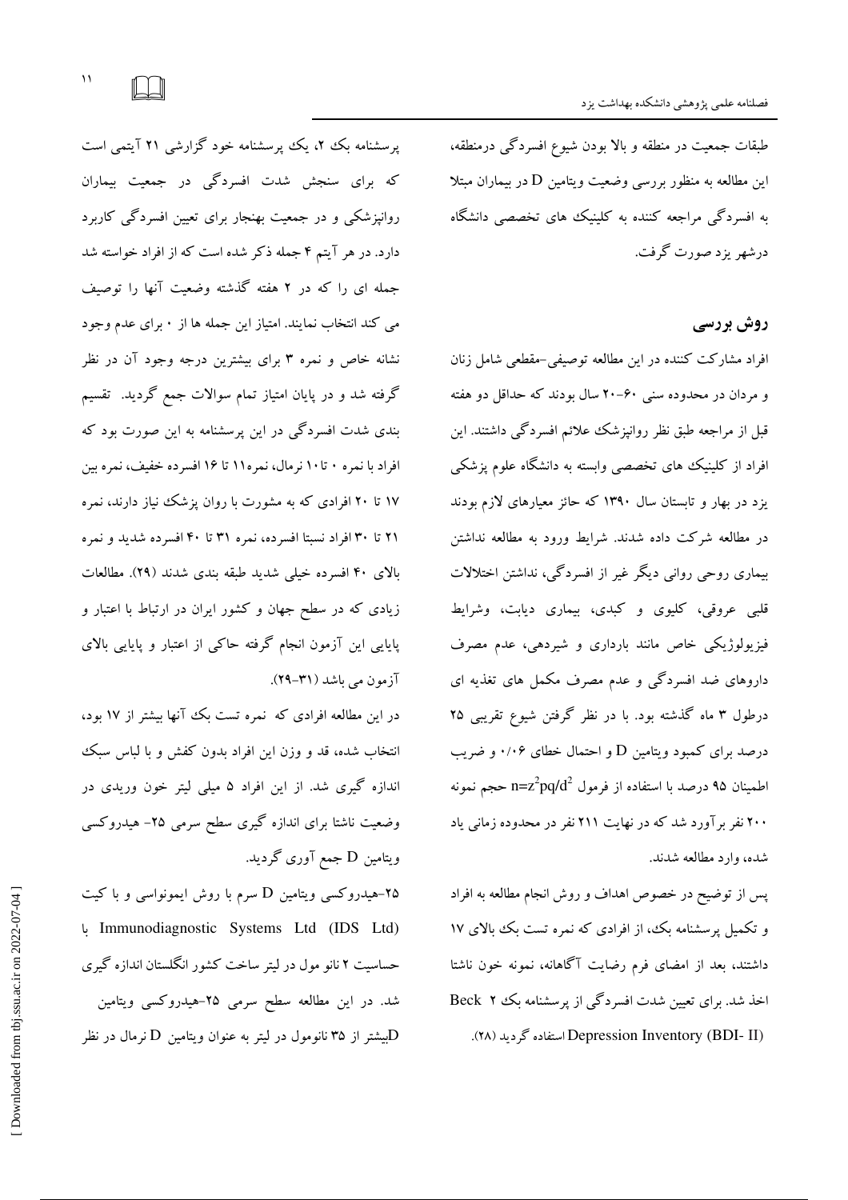طبقات جمعیت در منطقه و بالا بودن شیوع افسردگی درمنطقه، این مطالعه به منظور بررسی وضعیت ویتامین D در بیماران مبتلا به افسردگی مراجعه کننده به کلینیک های تخصصی دانشگاه درشهر یزد صورت گرفت.

## روش بررسی

افراد مشارکت کننده در این مطالعه توصیفی-مقطعی شامل زنان و مردان در محدوده سنی ۶۰-۲۰ سال بودند که حداقل دو هفته قبل از مراجعه طبق نظر روانپزشک علائم افسردگی داشتند. این افراد از کلینیک های تخصصی وابسته به دانشگاه علوم پزشکی یزد در بهار و تابستان سال ۱۳۹۰ که حائز معیارهای لازم بودند در مطالعه شرکت داده شدند. شرایط ورود به مطالعه نداشتن بیماری روحی روانی دیگر غیر از افسردگی، نداشتن اختلالات قلبی عروقی، کلیوی و کبدی، بیماری دیابت، وشرایط فیزیولوژیکی خاص مانند بارداری و شیردهی، عدم مصرف داروهای ضد افسردگی و عدم مصرف مکمل های تغذیه ای درطول ۳ ماه گذشته بود. با در نظر گرفتن شیوع تقریبی ۲۵ درصد برای کمبود ویتامین D و احتمال خطای ۰/۰۶ و ضریب اطمینان ۹۵ درصد با استفاده از فرمول $n=z^2pq/d^2$ حجم نمونه ۲۰۰ نفر برآورد شد که در نهایت ۲۱۱ نفر در محدوده زمانی یاد شده، وارد مطالعه شدند.

پس از توضیح در خصوص اهداف و روش انجام مطالعه به افراد و تکمیل پرسشنامه بک، از افرادی که نمره تست بک بالای ۱۷ داشتند، بعد از امضای فرم رضایت آگاهانه، نمونه خون ناشتا اخذ شد. برای تعیین شدت افسردگی از پرسشنامه بک ۲ Beck Depression Inventory (BDI- II) استفاده گردید (۲۸).

پرسشنامه بک ۲، یک پرسشنامه خود گزارشی ۲۱ آیتمی است که برای سنجش شدت افسردگی در جمعیت بیماران روانپزشکی و در جمعیت بهنجار برای تعیین افسردگی کاربرد دارد. در هر آیتم ۴ جمله ذکر شده است که از افراد خواسته شد جمله ای را که در ۲ هفته گذشته وضعیت آنها را توصیف می کند انتخاب نمایند. امتیاز این جمله ها از ۰ برای عدم وجود نشانه خاص و نمره ۳ برای بیشترین درجه وجود آن در نظر گرفته شد و در پایان امتیاز تمام سوالات جمع گردید. تقسیم بندی شدت افسردگی در این پرسشنامه به این صورت بود که افراد با نمره ۰ تا۱۰ نرمال، نمره۱۱ تا ۱۶ افسرده خفیف، نمره بین ۱۷ تا ۲۰ افرادی که به مشورت با روان پزشک نیاز دارند، نمره ۲۱ تا ۳۰ افراد نسبتا افسرده، نمره ۳۱ تا ۴۰ افسرده شدید و نمره بالای ۴۰ افسرده خیلی شدید طبقه بندی شدند (۲۹). مطالعات زیادی که در سطح جهان و کشور ایران در ارتباط با اعتبار و پایایی این آزمون انجام گرفته حاکی از اعتبار و پایایی بالای آزمون می باشد (۳۱-۲۹).

در این مطالعه افرادی که نمره تست بک آنها بیشتر از ۱۷ بود، انتخاب شده، قد و وزن این افراد بدون کفش و با لباس سبک اندازه گیری شد. از این افراد ۵ میلی لیتر خون وریدی در وضعیت ناشتا برای اندازه گیری سطح سرمی ۲۵- هیدروکسی ویتامین D جمع آوری گردید.

۲۵-هیدروکسی ویتامین D سرم با روش ایمونواسی و با کیت Immunodiagnostic Systems Ltd (IDS Ltd) با حساسیت ۲ نانو مول در لیتر ساخت کشور انگلستان اندازه گیری شد. در این مطالعه سطح سرمی ۲۵-هیدروکسی ویتامین Dبیشتر از ۳۵ نانومول در لیتر به عنوان ویتامین D نرمال در نظر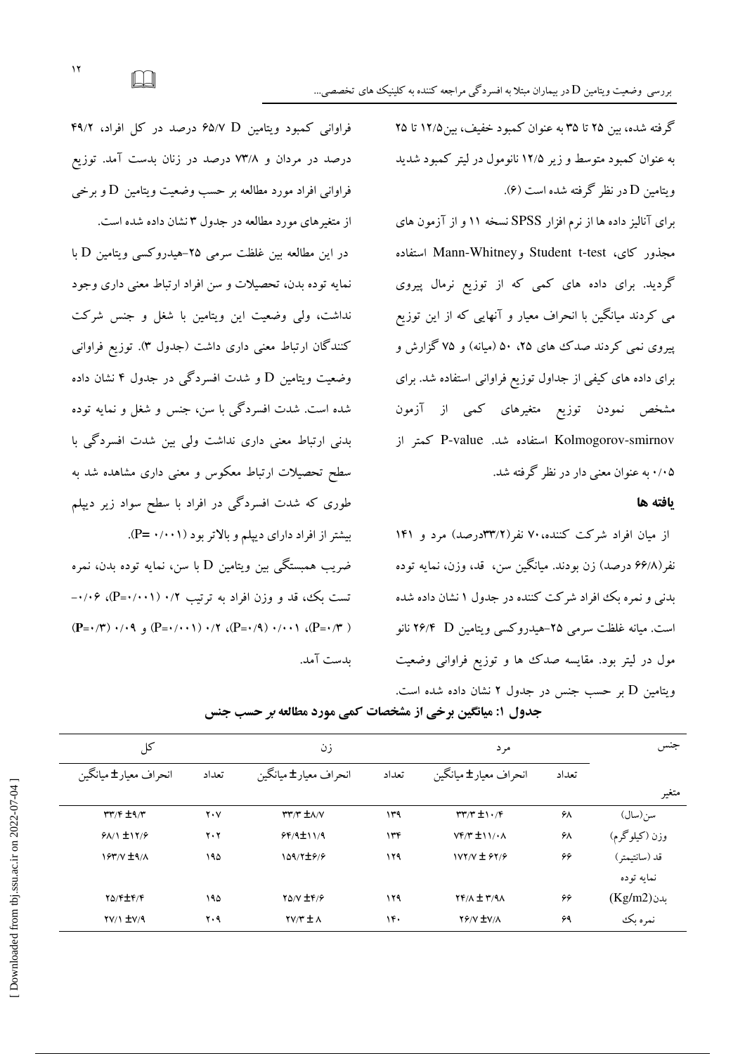گرفته شده، بین ۲۵ تا ۳۵ به عنوان کمبود خفیف، بین۱۲/۵ تا ۲۵ به عنوان کمبود متوسط و زیر ۱۲/۵ نانومول در لیتر کمبود شدید ویتامین D در نظر گرفته شده است (۶).

برای آنالیز داده ها از نرم افزار SPSS نسخه ۱۱ و از آزمون های مجذور کای، Student t-test و Mann-Whitney استفاده گردید. برای داده های کمی که از توزیع نرمال پیروی می کردند میانگین با انحراف معیار و آنهایی که از این توزیع پیروی نمی کردند صدک های ۲۵، ۵۰ (میانه) و ۷۵ گزارش و برای داده های کیفی از جداول توزیع فراوانی استفاده شد. برای مشخص نمودن توزیع متغیرهای کمی از آزمون Kolmogorov-smirnov استفاده شد. P-value کمتر از ۰/۰۵ به عنوان معنی دار در نظر گرفته شد.

### یافته ها

از میان افراد شرکت کننده، ۷۰ نفر(۳۳/۲درصد) مرد و ۱۴۱ نفر(۶۶/۸ درصد) زن بودند. میانگین سن، قد، وزن، نمایه توده بدنی و نمره بک افراد شرکت کننده در جدول ۱ نشان داده شده است. میانه غلظت سرمی ۲۵-هیدروکسی ویتامین D ۲۶/۴ نانو مول در لیتر بود. مقایسه صدک ها و توزیع فراوانی وضعیت ویتامین D بر حسب جنس در جدول ۲ نشان داده شده است.

فراوانی کمبود ویتامین D ۶۵/۷ درصد در کل افراد، ۴۹/۲ درصد در مردان و ۷۳/۸ درصد در زنان بدست آمد. توزیع فراوانی افراد مورد مطالعه بر حسب وضعیت ویتامین D و برخی از متغیرهای مورد مطالعه در جدول ۳ نشان داده شده است.

در این مطالعه بین غلظت سرمی ۲۵-هیدروکسی ویتامین D با نمایه توده بدن، تحصیلات و سن افراد ارتباط معنی داری وجود نداشت، ولی وضعیت این ویتامین با شغل و جنس شرکت کنندگان ارتباط معنی داری داشت (جدول ۳). توزیع فراوانی وضعیت ویتامین D و شدت افسردگی در جدول ۴ نشان داده شده است. شدت افسردگی با سن، جنس و شغل و نمایه توده بدنی ارتباط معنی داری نداشت ولی بین شدت افسردگی با سطح تحصیلات ارتباط معکوس و معنی داری مشاهده شد به طوری که شدت افسردگی در افراد با سطح سواد زیر دیپلم بیشتر از افراد دارای دیپلم و بالاتر بود (P= ۰/۰۰۱).

ضریب همبستگی بین ویتامین D با سن، نمایه توده بدن، نمره تست بک، قد و وزن افراد به ترتیب ۰/۲ (P=۰/۰۰۱)، ۰/۰۶- (P=۰/۳)، ۰/۰۰۱ (P=۰/۹)، ۰/۲ (P=۰/۰۰۱) و ۰/۰۹ (P=۰/۳) بدست آمد.

**جدول ۱: میانگین برخی از مشخصات کمی مورد مطالعه بر حسب جنس**

| جنس / متغیر | مرد تعداد | مرد انحراف معیار± میانگین | زن تعداد | زن انحراف معیار± میانگین | کل تعداد | کل انحراف معیار± میانگین |
|---|---|---|---|---|---|---|
| سن(سال) | ۶۸ | ۳۳/۳ ±۱۰/۴ | ۱۳۹ | ۳۳/۳ ±۸/۷ | ۲۰۷ | ۳۳/۴ ±۹/۳ |
| وزن (کیلوگرم) | ۶۸ | ۷۴/۳ ±۱۱/۰۸ | ۱۳۴ | ۶۴/۹±۱۱/۹ | ۲۰۲ | ۶۸/۱ ±۱۲/۶ |
| قد (سانتیمتر) | ۶۶ | ۱۷۲/۷ ± ۶۲/۶ | ۱۲۹ | ۱۵۹/۲±۶/۶ | ۱۹۵ | ۱۶۳/۷ ±۹/۸ |
| نمایه توده بدن(Kg/m2) | ۶۶ | ۲۴/۸ ± ۳/۹۸ | ۱۲۹ | ۲۵/۷ ±۴/۶ | ۱۹۵ | ۲۵/۴±۴/۴ |
| نمره بک | ۶۹ | ۲۶/۷ ±۷/۸ | ۱۴۰ | ۲۷/۳ ± ۸ | ۲۰۹ | ۲۷/۱ ±۷/۹ |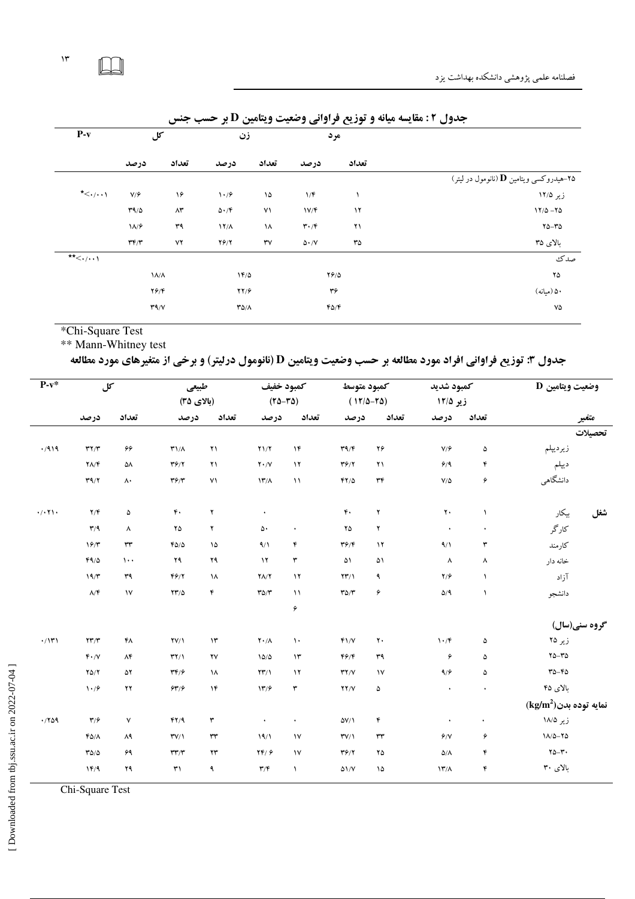**جدول ۲ : مقایسه میانه و توزیع فراوانی وضعیت ویتامین D بر حسب جنس**

| | مرد | | زن | | کل | | P-v |
|---|---|---|---|---|---|---|---|
| | تعداد | درصد | تعداد | درصد | تعداد | درصد | |
| ۲۵-هیدروکسی ویتامین D (نانومول در لیتر) | | | | | | | |
| زیر ۱۲/۵ | ۱ | ۱/۴ | ۱۵ | ۱۰/۶ | ۱۶ | ۷/۶ | *<۰/۰۰۱ |
| ۱۲/۵ -۲۵ | ۱۲ | ۱۷/۴ | ۷۱ | ۵۰/۴ | ۸۳ | ۳۹/۵ | |
| ۲۵-۳۵ | ۲۱ | ۳۰/۴ | ۱۸ | ۱۲/۸ | ۳۹ | ۱۸/۶ | |
| بالای ۳۵ | ۳۵ | ۵۰/۷ | ۳۷ | ۲۶/۲ | ۷۲ | ۳۴/۳ | |
| صدک | | | | | | | **<۰/۰۰۱ |
| ۲۵ | ۲۶/۵ | | ۱۴/۵ | | ۱۸/۸ | | |
| ۵۰ (میانه) | ۳۶ | | ۲۲/۶ | | ۲۶/۴ | | |
| ۷۵ | ۴۵/۴ | | ۳۵/۸ | | ۳۹/۷ | | |

*Chi-Square Test
** Mann-Whitney test

**جدول ۳: توزیع فراوانی افراد مورد مطالعه بر حسب وضعیت ویتامین D (نانومول درلیتر) و برخی از متغیرهای مورد مطالعه**

| وضعیت ویتامین D | کمبود شدید زیر ۱۲/۵ | | کمبود متوسط (۲۵-۱۲/۵) | | کمبود خفیف (۳۵-۲۵) | | طبیعی (بالای ۳۵) | | کل | | P-v* |
|---|---|---|---|---|---|---|---|---|---|---|---|
| متغیر | تعداد | درصد | تعداد | درصد | تعداد | درصد | تعداد | درصد | تعداد | درصد | |
| **تحصیلات** | | | | | | | | | | | |
| زیردیپلم | ۵ | ۷/۶ | ۲۶ | ۳۹/۴ | ۱۴ | ۲۱/۲ | ۲۱ | ۳۱/۸ | ۶۶ | ۳۲/۳ | ۰/۹۱۹ |
| دیپلم | ۴ | ۶/۹ | ۲۱ | ۳۶/۲ | ۱۲ | ۲۰/۷ | ۲۱ | ۳۶/۲ | ۵۸ | ۲۸/۴ | |
| دانشگاهی | ۶ | ۷/۵ | ۳۴ | ۴۲/۵ | ۱۱ | ۱۳/۸ | ۷۱ | ۳۶/۳ | ۸۰ | ۳۹/۲ | |
| **شغل** بیکار | ۱ | ۲۰ | ۲ | ۴۰ | | ۰ | ۲ | ۴۰ | ۵ | ۲/۴ | ۰/۰۲۱۰ |
| کارگر | ۰ | ۰ | ۲ | ۲۵ | ۰ | ۵۰ | ۲ | ۲۵ | ۸ | ۳/۹ | |
| کارمند | ۳ | ۹/۱ | ۱۲ | ۳۶/۴ | ۴ | ۹/۱ | ۱۵ | ۴۵/۵ | ۳۳ | ۱۶/۳ | |
| خانه دار | ۸ | ۸ | ۵۱ | ۵۱ | ۳ | ۱۲ | ۲۹ | ۲۹ | ۱۰۰ | ۴۹/۵ | |
| آزاد | ۱ | ۲/۶ | ۹ | ۲۳/۱ | ۱۲ | ۲۸/۲ | ۱۸ | ۴۶/۲ | ۳۹ | ۱۹/۳ | |
| دانشجو | ۱ | ۵/۹ | ۶ | ۳۵/۳ | ۱۱ | ۳۵/۳ | ۴ | ۲۳/۵ | ۱۷ | ۸/۴ | |
| | | | | | ۶ | | | | | | |
| **گروه سنی(سال)** | | | | | | | | | | | |
| زیر ۲۵ | ۵ | ۱۰/۴ | ۲۰ | ۴۱/۷ | ۱۰ | ۲۰/۸ | ۱۳ | ۲۷/۱ | ۴۸ | ۲۳/۳ | ۰/۱۳۱ |
| ۳۵-۲۵ | ۵ | ۶ | ۳۹ | ۴۶/۴ | ۱۳ | ۱۵/۵ | ۲۷ | ۳۲/۱ | ۸۴ | ۴۰/۷ | |
| ۴۵-۳۵ | ۵ | ۹/۶ | ۱۷ | ۳۲/۷ | ۱۲ | ۲۳/۱ | ۱۸ | ۳۴/۶ | ۵۲ | ۲۵/۲ | |
| بالای ۴۵ | ۰ | ۰ | ۵ | ۲۲/۷ | ۳ | ۱۳/۶ | ۱۴ | ۶۳/۶ | ۲۲ | ۱۰/۶ | |
| **نمایه توده بدن($kg/m^2$)** | | | | | | | | | | | |
| زیر ۱۸/۵ | ۰ | ۰ | ۴ | ۵۷/۱ | ۰ | ۰ | ۳ | ۴۲/۹ | ۷ | ۳/۶ | ۰/۲۵۹ |
| ۲۵-۱۸/۵ | ۶ | ۶/۷ | ۳۳ | ۳۷/۱ | ۱۷ | ۱۹/۱ | ۳۳ | ۳۷/۱ | ۸۹ | ۴۵/۸ | |
| ۳۰-۲۵ | ۴ | ۵/۸ | ۲۵ | ۳۶/۲ | ۱۷ | ۲۴/۶ | ۲۳ | ۳۳/۳ | ۶۹ | ۳۵/۵ | |
| بالای ۳۰ | ۴ | ۱۳/۸ | ۱۵ | ۵۱/۷ | ۱ | ۳/۴ | ۹ | ۳۱ | ۲۹ | ۱۴/۹ | |

Chi-Square Test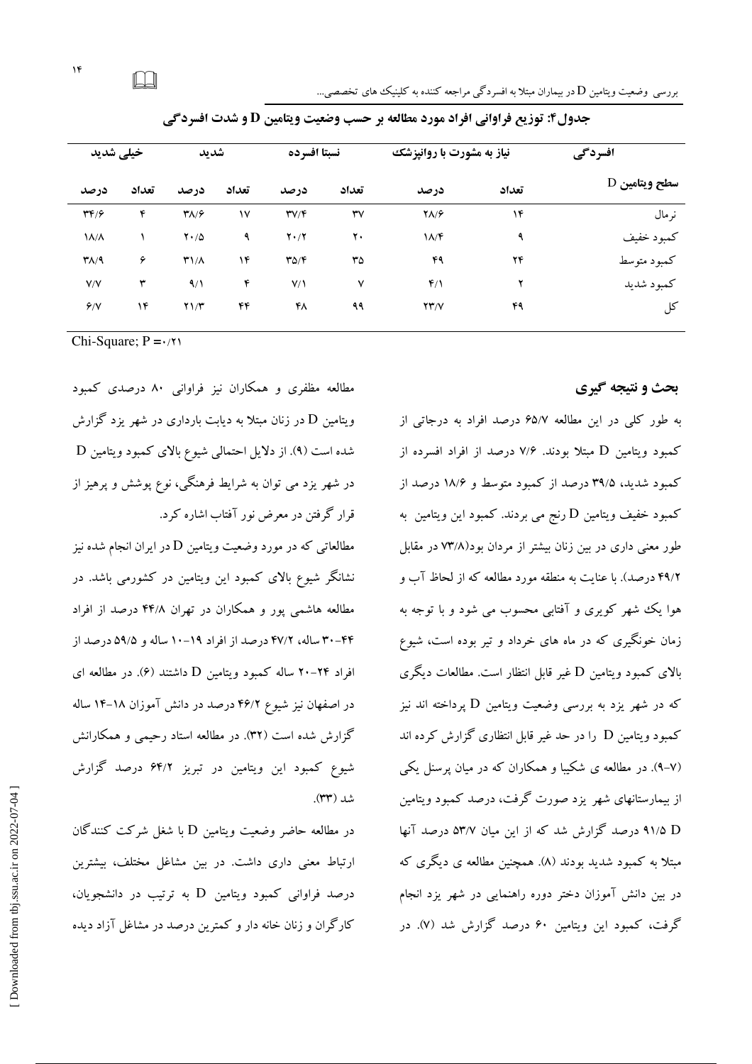**جدول۴: توزیع فراوانی افراد مورد مطالعه بر حسب وضعیت ویتامین D و شدت افسردگی**

| افسردگی | نیاز به مشورت با روانپزشک | | نسبتا افسرده | | شدید | | خیلی شدید | |
|---|---|---|---|---|---|---|---|---|
| سطح ویتامین D | تعداد | درصد | تعداد | درصد | تعداد | درصد | تعداد | درصد |
| نرمال | ۱۴ | ۲۸/۶ | ۳۷ | ۳۷/۴ | ۱۷ | ۳۸/۶ | ۴ | ۳۴/۶ |
| کمبود خفیف | ۹ | ۱۸/۴ | ۲۰ | ۲۰/۲ | ۹ | ۲۰/۵ | ۱ | ۱۸/۸ |
| کمبود متوسط | ۲۴ | ۴۹ | ۳۵ | ۳۵/۴ | ۱۴ | ۳۱/۸ | ۶ | ۳۸/۹ |
| کمبود شدید | ۲ | ۴/۱ | ۷ | ۷/۱ | ۴ | ۹/۱ | ۳ | ۷/۷ |
| کل | ۴۹ | ۲۳/۷ | ۹۹ | ۴۸ | ۴۴ | ۲۱/۳ | ۱۴ | ۶/۷ |

Chi-Square; P =۰/۲۱

## بحث و نتیجه گیری

به طور کلی در این مطالعه ۶۵/۷ درصد افراد به درجاتی از کمبود ویتامین D مبتلا بودند. ۷/۶ درصد از افراد افسرده از کمبود شدید، ۳۹/۵ درصد از کمبود متوسط و ۱۸/۶ درصد از کمبود خفیف ویتامین D رنج می برند. کمبود این ویتامین به طور معنی داری در بین زنان بیشتر از مردان بود(۷۳/۸ در مقابل ۴۹/۲ درصد). با عنایت به منطقه مورد مطالعه که از لحاظ آب و هوا یک شهر کویری و آفتابی محسوب می شود و با توجه به زمان خونگیری که در ماه های خرداد و تیر بوده است، شیوع بالای کمبود ویتامین D غیر قابل انتظار است. مطالعات دیگری که در شهر یزد به بررسی وضعیت ویتامین D پرداخته اند نیز کمبود ویتامین D را در حد غیر قابل انتظاری گزارش کرده اند (۷-۹). در مطالعه ی شکیبا و همکاران که در میان پرسنل یکی از بیمارستانهای شهر یزد صورت گرفت، درصد کمبود ویتامین D ۹۱/۵ درصد گزارش شد که از این میان ۵۳/۷ درصد آنها مبتلا به کمبود شدید بودند (۸). همچنین مطالعه ی دیگری که در بین دانش آموزان دختر دوره راهنمایی در شهر یزد انجام گرفت، کمبود این ویتامین ۶۰ درصد گزارش شد (۷). در مطالعه مظفری و همکاران نیز فراوانی ۸۰ درصدی کمبود ویتامین D در زنان مبتلا به دیابت بارداری در شهر یزد گزارش شده است (۹). از دلایل احتمالی شیوع بالای کمبود ویتامین D در شهر یزد می توان به شرایط فرهنگی، نوع پوشش و پرهیز از قرار گرفتن در معرض نور آفتاب اشاره کرد.

مطالعاتی که در مورد وضعیت ویتامین D در ایران انجام شده نیز نشانگر شیوع بالای کمبود این ویتامین در کشورمی باشد. در مطالعه هاشمی پور و همکاران در تهران ۴۴/۸ درصد از افراد ۴۴-۳۰ ساله، ۴۷/۲ درصد از افراد ۱۹-۱۰ ساله و ۵۹/۵ درصد از افراد ۲۴-۲۰ ساله کمبود ویتامین D داشتند (۶). در مطالعه ای در اصفهان نیز شیوع ۴۶/۲ درصد در دانش آموزان ۱۸-۱۴ ساله گزارش شده است (۳۲). در مطالعه استاد رحیمی و همکارانش شیوع کمبود این ویتامین در تبریز ۶۴/۲ درصد گزارش شد (۳۳).

در مطالعه حاضر وضعیت ویتامین D با شغل شرکت کنندگان ارتباط معنی داری داشت. در بین مشاغل مختلف، بیشترین درصد فراوانی کمبود ویتامین D به ترتیب در دانشجویان، کارگران و زنان خانه دار و کمترین درصد در مشاغل آزاد دیده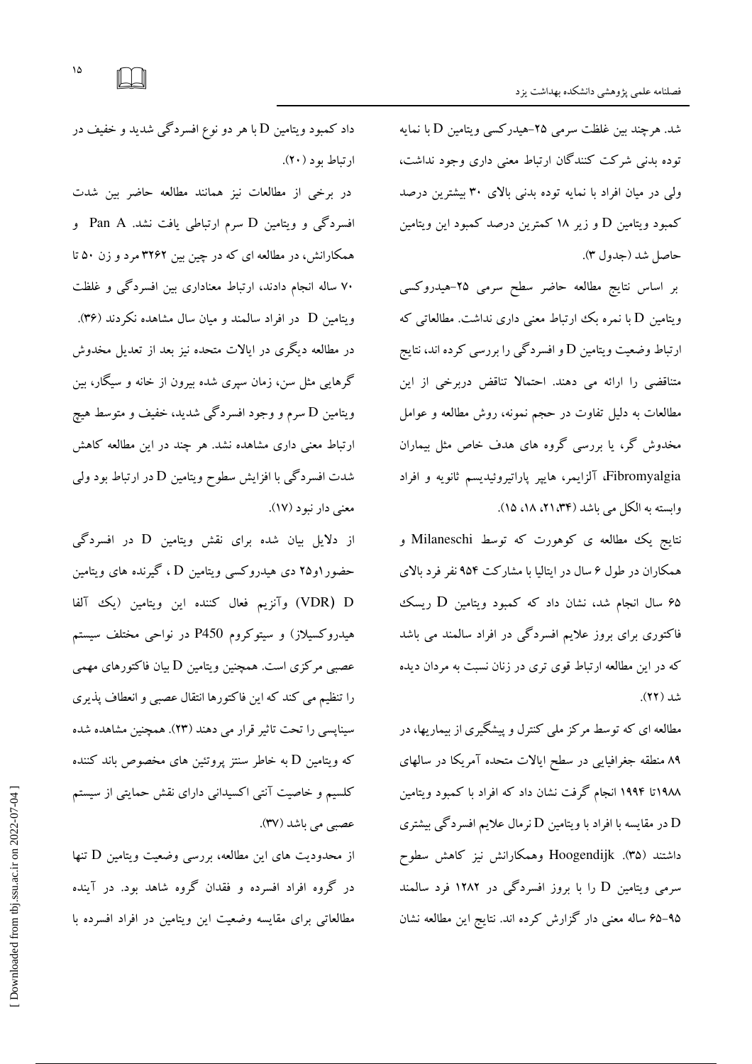شد. هرچند بین غلظت سرمی ۲۵-هیدرکسی ویتامین D با نمایه توده بدنی شرکت کنندگان ارتباط معنی داری وجود نداشت، ولی در میان افراد با نمایه توده بدنی بالای ۳۰ بیشترین درصد کمبود ویتامین D و زیر ۱۸ کمترین درصد کمبود این ویتامین حاصل شد (جدول ۳).

بر اساس نتایج مطالعه حاضر سطح سرمی ۲۵-هیدروکسی ویتامین D با نمره بک ارتباط معنی داری نداشت. مطالعاتی که ارتباط وضعیت ویتامین D و افسردگی را بررسی کرده اند، نتایج متناقضی را ارائه می دهند. احتمالا تناقض دربرخی از این مطالعات به دلیل تفاوت در حجم نمونه، روش مطالعه و عوامل مخدوش گر، یا بررسی گروه های هدف خاص مثل بیماران Fibromyalgia، آلزایمر، هایپر پاراتیروئیدیسم ثانویه و افراد وابسته به الکل می باشد (۳۴،۲۱، ۱۸، ۱۵).

نتایج یک مطالعه ی کوهورت که توسط Milaneschi و همکاران در طول ۶ سال در ایتالیا با مشارکت ۹۵۴ نفر فرد بالای ۶۵ سال انجام شد، نشان داد که کمبود ویتامین D ریسک فاکتوری برای بروز علایم افسردگی در افراد سالمند می باشد که در این مطالعه ارتباط قوی تری در زنان نسبت به مردان دیده شد (۲۲).

مطالعه ای که توسط مرکز ملی کنترل و پیشگیری از بیماریها، در ۸۹ منطقه جغرافیایی در سطح ایالات متحده آمریکا در سالهای ۱۹۸۸تا ۱۹۹۴ انجام گرفت نشان داد که افراد با کمبود ویتامین D در مقایسه با افراد با ویتامین D نرمال علایم افسردگی بیشتری داشتند (۳۵). Hoogendijk وهمکارانش نیز کاهش سطوح سرمی ویتامین D را با بروز افسردگی در ۱۲۸۲ فرد سالمند ۶۵-۹۵ ساله معنی دار گزارش کرده اند. نتایج این مطالعه نشان داد کمبود ویتامین D با هر دو نوع افسردگی شدید و خفیف در ارتباط بود (۲۰).

در برخی از مطالعات نیز همانند مطالعه حاضر بین شدت افسردگی و ویتامین D سرم ارتباطی یافت نشد. Pan A و همکارانش، در مطالعه ای که در چین بین ۳۲۶۲ مرد و زن ۵۰ تا ۷۰ ساله انجام دادند، ارتباط معناداری بین افسردگی و غلظت ویتامین D در افراد سالمند و میان سال مشاهده نکردند (۳۶). در مطالعه دیگری در ایالات متحده نیز بعد از تعدیل مخدوش گرهایی مثل سن، زمان سپری شده بیرون از خانه و سیگار، بین ویتامین D سرم و وجود افسردگی شدید، خفیف و متوسط هیچ ارتباط معنی داری مشاهده نشد. هر چند در این مطالعه کاهش شدت افسردگی با افزایش سطوح ویتامین D در ارتباط بود ولی معنی دار نبود (۱۷).

از دلایل بیان شده برای نقش ویتامین D در افسردگی حضور۱و۲۵ دی هیدروکسی ویتامین D ، گیرنده های ویتامین D (VDR) وآنزیم فعال کننده این ویتامین (یک آلفا هیدروکسیلاز) و سیتوکروم P450 در نواحی مختلف سیستم عصبی مرکزی است. همچنین ویتامین D بیان فاکتورهای مهمی را تنظیم می کند که این فاکتورها انتقال عصبی و انعطاف پذیری سیناپسی را تحت تاثیر قرار می دهند (۲۳). همچنین مشاهده شده که ویتامین D به خاطر سنتز پروتئین های مخصوص باند کننده کلسیم و خاصیت آنتی اکسیدانی دارای نقش حمایتی از سیستم عصبی می باشد (۳۷).

از محدودیت های این مطالعه، بررسی وضعیت ویتامین D تنها در گروه افراد افسرده و فقدان گروه شاهد بود. در آینده مطالعاتی برای مقایسه وضعیت این ویتامین در افراد افسرده با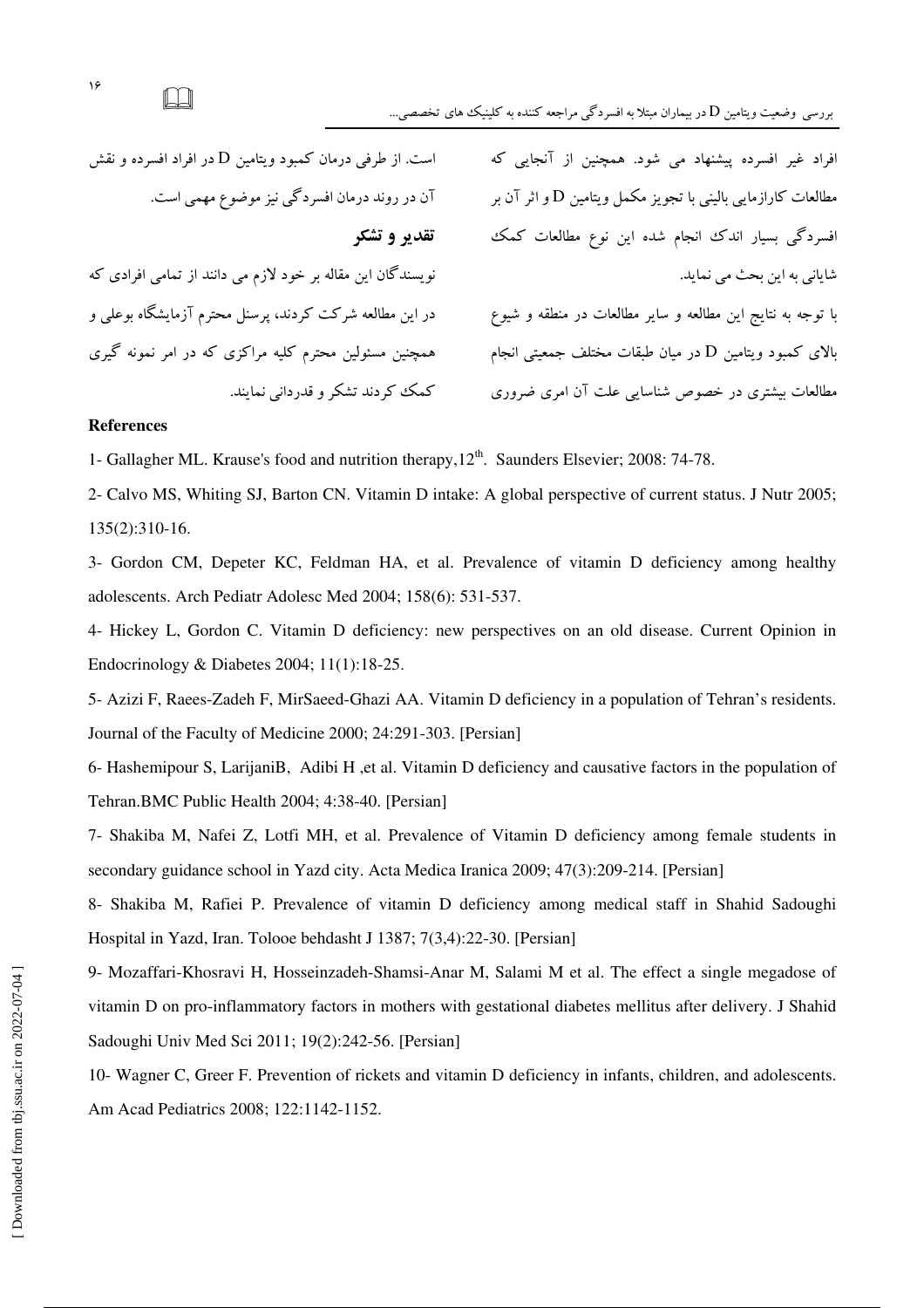افراد غیر افسرده پیشنهاد می شود. همچنین از آنجایی که مطالعات کارازمایی بالینی با تجویز مکمل ویتامین D و اثر آن بر افسردگی بسیار اندک انجام شده این نوع مطالعات کمک شایانی به این بحث می نماید.

با توجه به نتایج این مطالعه و سایر مطالعات در منطقه و شیوع بالای کمبود ویتامین D در میان طبقات مختلف جمعیتی انجام مطالعات بیشتری در خصوص شناسایی علت آن امری ضروری است. از طرفی درمان کمبود ویتامین D در افراد افسرده و نقش آن در روند درمان افسردگی نیز موضوع مهمی است.

**تقدیر و تشکر**

نویسندگان این مقاله بر خود لازم می دانند از تمامی افرادی که در این مطالعه شرکت کردند، پرسنل محترم آزمایشگاه بوعلی و همچنین مسئولین محترم کلیه مراکزی که در امر نمونه گیری کمک کردند تشکر و قدردانی نمایند.

**References**

1- Gallagher ML. Krause's food and nutrition therapy,12th. Saunders Elsevier; 2008: 74-78.

2- Calvo MS, Whiting SJ, Barton CN. Vitamin D intake: A global perspective of current status. J Nutr 2005; 135(2):310-16.

3- Gordon CM, Depeter KC, Feldman HA, et al. Prevalence of vitamin D deficiency among healthy adolescents. Arch Pediatr Adolesc Med 2004; 158(6): 531-537.

4- Hickey L, Gordon C. Vitamin D deficiency: new perspectives on an old disease. Current Opinion in Endocrinology & Diabetes 2004; 11(1):18-25.

5- Azizi F, Raees-Zadeh F, MirSaeed-Ghazi AA. Vitamin D deficiency in a population of Tehran's residents. Journal of the Faculty of Medicine 2000; 24:291-303. [Persian]

6- Hashemipour S, LarijaniB, Adibi H ,et al. Vitamin D deficiency and causative factors in the population of Tehran.BMC Public Health 2004; 4:38-40. [Persian]

7- Shakiba M, Nafei Z, Lotfi MH, et al. Prevalence of Vitamin D deficiency among female students in secondary guidance school in Yazd city. Acta Medica Iranica 2009; 47(3):209-214. [Persian]

8- Shakiba M, Rafiei P. Prevalence of vitamin D deficiency among medical staff in Shahid Sadoughi Hospital in Yazd, Iran. Tolooe behdasht J 1387; 7(3,4):22-30. [Persian]

9- Mozaffari-Khosravi H, Hosseinzadeh-Shamsi-Anar M, Salami M et al. The effect a single megadose of vitamin D on pro-inflammatory factors in mothers with gestational diabetes mellitus after delivery. J Shahid Sadoughi Univ Med Sci 2011; 19(2):242-56. [Persian]

10- Wagner C, Greer F. Prevention of rickets and vitamin D deficiency in infants, children, and adolescents. Am Acad Pediatrics 2008; 122:1142-1152.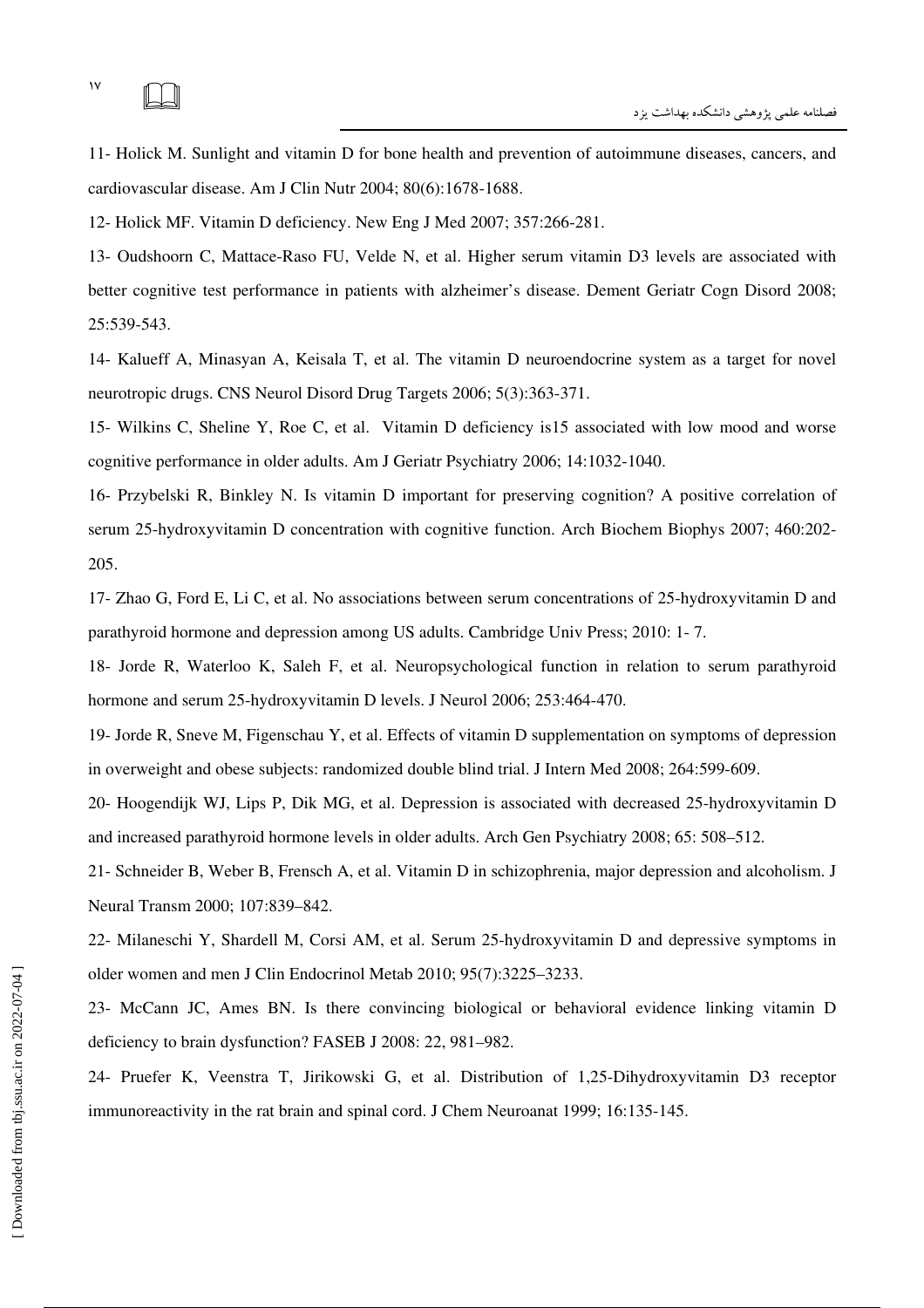11- Holick M. Sunlight and vitamin D for bone health and prevention of autoimmune diseases, cancers, and cardiovascular disease. Am J Clin Nutr 2004; 80(6):1678-1688.

12- Holick MF. Vitamin D deficiency. New Eng J Med 2007; 357:266-281.

13- Oudshoorn C, Mattace-Raso FU, Velde N, et al. Higher serum vitamin D3 levels are associated with better cognitive test performance in patients with alzheimer's disease. Dement Geriatr Cogn Disord 2008; 25:539-543.

14- Kalueff A, Minasyan A, Keisala T, et al. The vitamin D neuroendocrine system as a target for novel neurotropic drugs. CNS Neurol Disord Drug Targets 2006; 5(3):363-371.

15- Wilkins C, Sheline Y, Roe C, et al. Vitamin D deficiency is15 associated with low mood and worse cognitive performance in older adults. Am J Geriatr Psychiatry 2006; 14:1032-1040.

16- Przybelski R, Binkley N. Is vitamin D important for preserving cognition? A positive correlation of serum 25-hydroxyvitamin D concentration with cognitive function. Arch Biochem Biophys 2007; 460:202-205.

17- Zhao G, Ford E, Li C, et al. No associations between serum concentrations of 25-hydroxyvitamin D and parathyroid hormone and depression among US adults. Cambridge Univ Press; 2010: 1- 7.

18- Jorde R, Waterloo K, Saleh F, et al. Neuropsychological function in relation to serum parathyroid hormone and serum 25-hydroxyvitamin D levels. J Neurol 2006; 253:464-470.

19- Jorde R, Sneve M, Figenschau Y, et al. Effects of vitamin D supplementation on symptoms of depression in overweight and obese subjects: randomized double blind trial. J Intern Med 2008; 264:599-609.

20- Hoogendijk WJ, Lips P, Dik MG, et al. Depression is associated with decreased 25-hydroxyvitamin D and increased parathyroid hormone levels in older adults. Arch Gen Psychiatry 2008; 65: 508–512.

21- Schneider B, Weber B, Frensch A, et al. Vitamin D in schizophrenia, major depression and alcoholism. J Neural Transm 2000; 107:839–842.

22- Milaneschi Y, Shardell M, Corsi AM, et al. Serum 25-hydroxyvitamin D and depressive symptoms in older women and men J Clin Endocrinol Metab 2010; 95(7):3225–3233.

23- McCann JC, Ames BN. Is there convincing biological or behavioral evidence linking vitamin D deficiency to brain dysfunction? FASEB J 2008: 22, 981–982.

24- Pruefer K, Veenstra T, Jirikowski G, et al. Distribution of 1,25-Dihydroxyvitamin D3 receptor immunoreactivity in the rat brain and spinal cord. J Chem Neuroanat 1999; 16:135-145.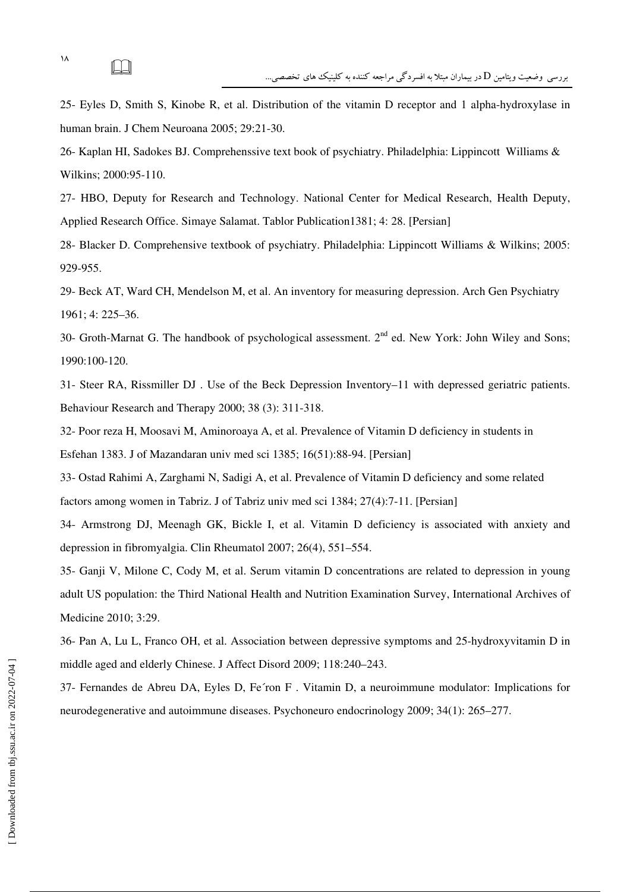25- Eyles D, Smith S, Kinobe R, et al. Distribution of the vitamin D receptor and 1 alpha-hydroxylase in human brain. J Chem Neuroana 2005; 29:21-30.

26- Kaplan HI, Sadokes BJ. Comprehenssive text book of psychiatry. Philadelphia: Lippincott Williams & Wilkins; 2000:95-110.

27- HBO, Deputy for Research and Technology. National Center for Medical Research, Health Deputy, Applied Research Office. Simaye Salamat. Tablor Publication1381; 4: 28. [Persian]

28- Blacker D. Comprehensive textbook of psychiatry. Philadelphia: Lippincott Williams & Wilkins; 2005: 929-955.

29- Beck AT, Ward CH, Mendelson M, et al. An inventory for measuring depression. Arch Gen Psychiatry 1961; 4: 225–36.

30- Groth-Marnat G. The handbook of psychological assessment. 2nd ed. New York: John Wiley and Sons; 1990:100-120.

31- Steer RA, Rissmiller DJ . Use of the Beck Depression Inventory–11 with depressed geriatric patients. Behaviour Research and Therapy 2000; 38 (3): 311-318.

32- Poor reza H, Moosavi M, Aminoroaya A, et al. Prevalence of Vitamin D deficiency in students in Esfehan 1383. J of Mazandaran univ med sci 1385; 16(51):88-94. [Persian]

33- Ostad Rahimi A, Zarghami N, Sadigi A, et al. Prevalence of Vitamin D deficiency and some related factors among women in Tabriz. J of Tabriz univ med sci 1384; 27(4):7-11. [Persian]

34- Armstrong DJ, Meenagh GK, Bickle I, et al. Vitamin D deficiency is associated with anxiety and depression in fibromyalgia. Clin Rheumatol 2007; 26(4), 551–554.

35- Ganji V, Milone C, Cody M, et al. Serum vitamin D concentrations are related to depression in young adult US population: the Third National Health and Nutrition Examination Survey, International Archives of Medicine 2010; 3:29.

36- Pan A, Lu L, Franco OH, et al. Association between depressive symptoms and 25-hydroxyvitamin D in middle aged and elderly Chinese. J Affect Disord 2009; 118:240–243.

37- Fernandes de Abreu DA, Eyles D, Fe´ron F . Vitamin D, a neuroimmune modulator: Implications for neurodegenerative and autoimmune diseases. Psychoneuro endocrinology 2009; 34(1): 265–277.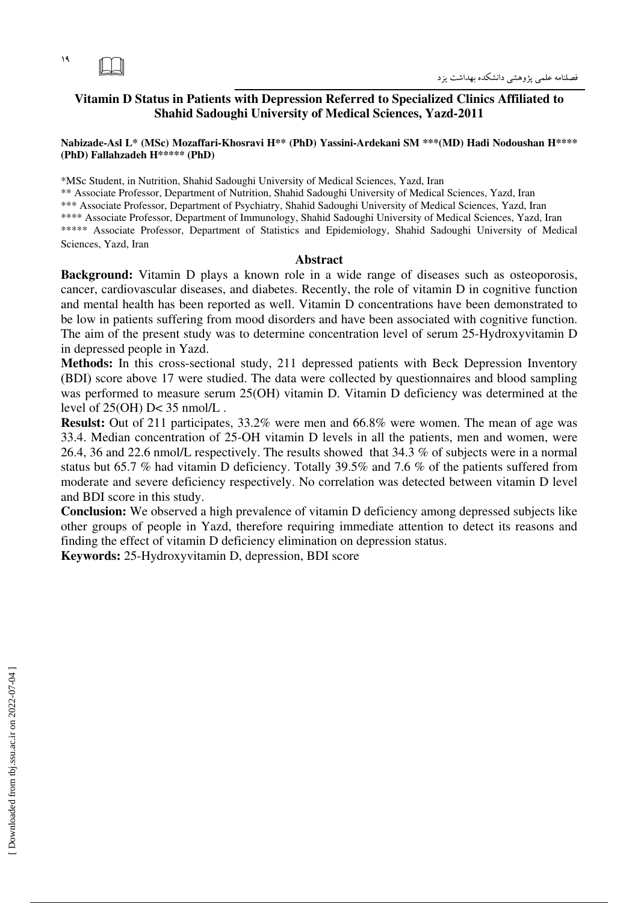## Vitamin D Status in Patients with Depression Referred to Specialized Clinics Affiliated to Shahid Sadoughi University of Medical Sciences, Yazd-2011

**Nabizade-Asl L* (MSc) Mozaffari-Khosravi H** (PhD) Yassini-Ardekani SM ***(MD) Hadi Nodoushan H**** (PhD) Fallahzadeh H***** (PhD)**

*MSc Student, in Nutrition, Shahid Sadoughi University of Medical Sciences, Yazd, Iran

** Associate Professor, Department of Nutrition, Shahid Sadoughi University of Medical Sciences, Yazd, Iran

*** Associate Professor, Department of Psychiatry, Shahid Sadoughi University of Medical Sciences, Yazd, Iran

**** Associate Professor, Department of Immunology, Shahid Sadoughi University of Medical Sciences, Yazd, Iran

***** Associate Professor, Department of Statistics and Epidemiology, Shahid Sadoughi University of Medical Sciences, Yazd, Iran

### Abstract

**Background:** Vitamin D plays a known role in a wide range of diseases such as osteoporosis, cancer, cardiovascular diseases, and diabetes. Recently, the role of vitamin D in cognitive function and mental health has been reported as well. Vitamin D concentrations have been demonstrated to be low in patients suffering from mood disorders and have been associated with cognitive function. The aim of the present study was to determine concentration level of serum 25-Hydroxyvitamin D in depressed people in Yazd.

**Methods:** In this cross-sectional study, 211 depressed patients with Beck Depression Inventory (BDI) score above 17 were studied. The data were collected by questionnaires and blood sampling was performed to measure serum 25(OH) vitamin D. Vitamin D deficiency was determined at the level of 25(OH) D< 35 nmol/L .

**Resulst:** Out of 211 participates, 33.2% were men and 66.8% were women. The mean of age was 33.4. Median concentration of 25-OH vitamin D levels in all the patients, men and women, were 26.4, 36 and 22.6 nmol/L respectively. The results showed that 34.3 % of subjects were in a normal status but 65.7 % had vitamin D deficiency. Totally 39.5% and 7.6 % of the patients suffered from moderate and severe deficiency respectively. No correlation was detected between vitamin D level and BDI score in this study.

**Conclusion:** We observed a high prevalence of vitamin D deficiency among depressed subjects like other groups of people in Yazd, therefore requiring immediate attention to detect its reasons and finding the effect of vitamin D deficiency elimination on depression status.

**Keywords:** 25-Hydroxyvitamin D, depression, BDI score